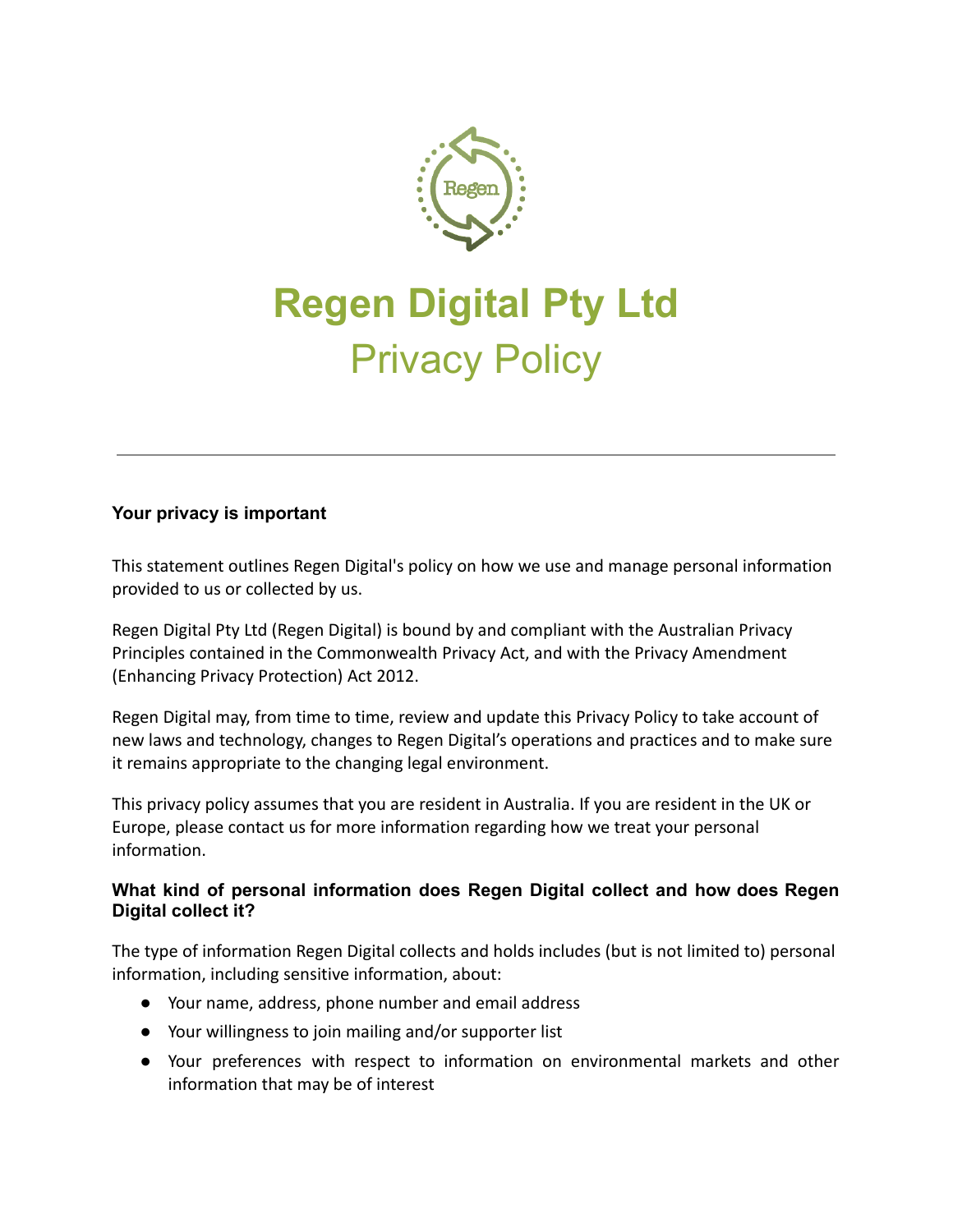# Regen Digital Pty Ltd

## Privacy Policy

---

### Your privacy is important

This statement outlines Regen Digital's policy on how we use and manage personal information provided to us or collected by us.

Regen Digital Pty Ltd (Regen Digital) is bound by and compliant with the Australian Privacy Principles contained in the Commonwealth Privacy Act, and with the Privacy Amendment (Enhancing Privacy Protection) Act 2012.

Regen Digital may, from time to time, review and update this Privacy Policy to take account of new laws and technology, changes to Regen Digital's operations and practices and to make sure it remains appropriate to the changing legal environment.

This privacy policy assumes that you are resident in Australia. If you are resident in the UK or Europe, please contact us for more information regarding how we treat your personal information.

### What kind of personal information does Regen Digital collect and how does Regen Digital collect it?

The type of information Regen Digital collects and holds includes (but is not limited to) personal information, including sensitive information, about:

- Your name, address, phone number and email address
- Your willingness to join mailing and/or supporter list
- Your preferences with respect to information on environmental markets and other information that may be of interest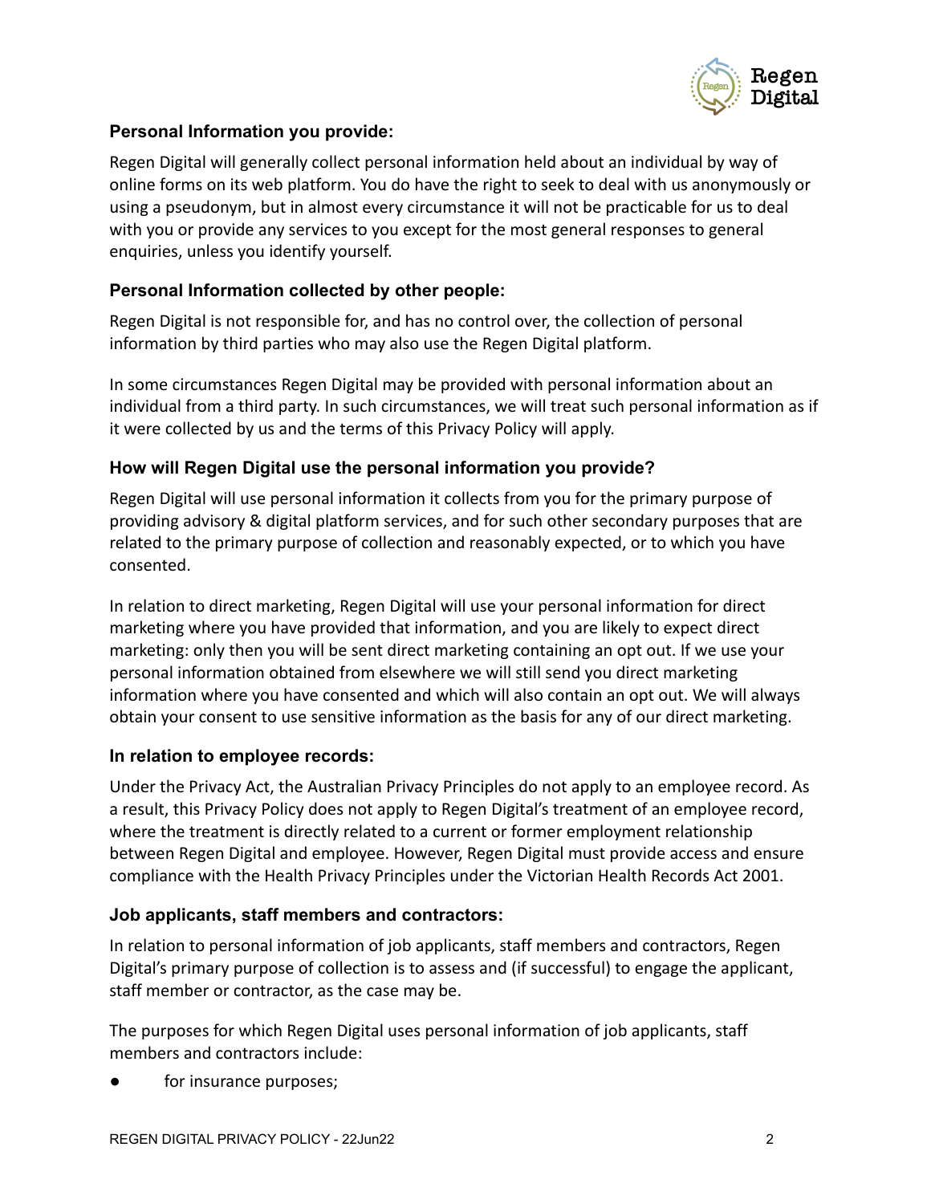### Personal Information you provide:

Regen Digital will generally collect personal information held about an individual by way of online forms on its web platform. You do have the right to seek to deal with us anonymously or using a pseudonym, but in almost every circumstance it will not be practicable for us to deal with you or provide any services to you except for the most general responses to general enquiries, unless you identify yourself.

### Personal Information collected by other people:

Regen Digital is not responsible for, and has no control over, the collection of personal information by third parties who may also use the Regen Digital platform.

In some circumstances Regen Digital may be provided with personal information about an individual from a third party. In such circumstances, we will treat such personal information as if it were collected by us and the terms of this Privacy Policy will apply.

### How will Regen Digital use the personal information you provide?

Regen Digital will use personal information it collects from you for the primary purpose of providing advisory & digital platform services, and for such other secondary purposes that are related to the primary purpose of collection and reasonably expected, or to which you have consented.

In relation to direct marketing, Regen Digital will use your personal information for direct marketing where you have provided that information, and you are likely to expect direct marketing: only then you will be sent direct marketing containing an opt out. If we use your personal information obtained from elsewhere we will still send you direct marketing information where you have consented and which will also contain an opt out. We will always obtain your consent to use sensitive information as the basis for any of our direct marketing.

### In relation to employee records:

Under the Privacy Act, the Australian Privacy Principles do not apply to an employee record. As a result, this Privacy Policy does not apply to Regen Digital's treatment of an employee record, where the treatment is directly related to a current or former employment relationship between Regen Digital and employee. However, Regen Digital must provide access and ensure compliance with the Health Privacy Principles under the Victorian Health Records Act 2001.

### Job applicants, staff members and contractors:

In relation to personal information of job applicants, staff members and contractors, Regen Digital's primary purpose of collection is to assess and (if successful) to engage the applicant, staff member or contractor, as the case may be.

The purposes for which Regen Digital uses personal information of job applicants, staff members and contractors include:

- for insurance purposes;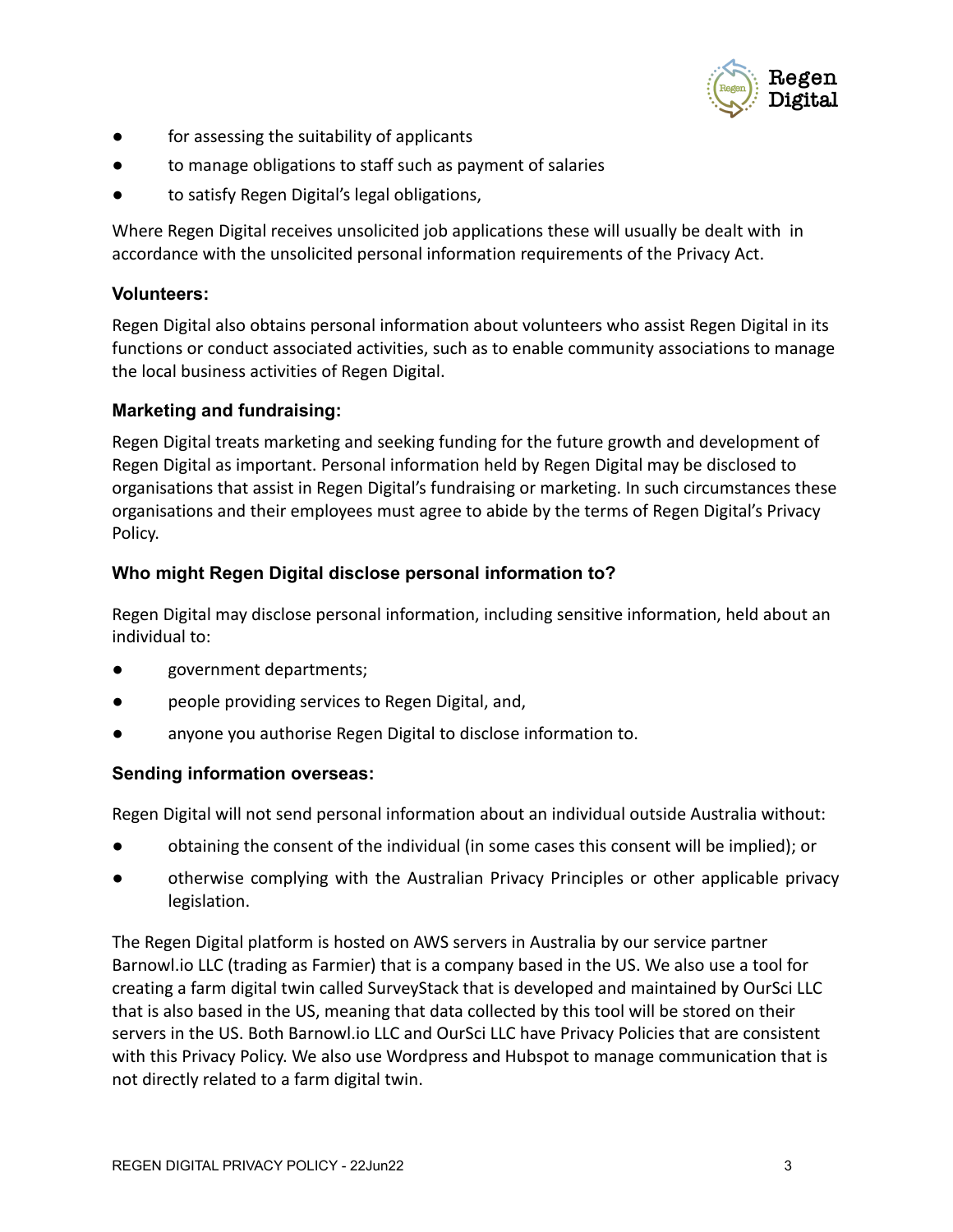- for assessing the suitability of applicants
- to manage obligations to staff such as payment of salaries
- to satisfy Regen Digital's legal obligations,

Where Regen Digital receives unsolicited job applications these will usually be dealt with in accordance with the unsolicited personal information requirements of the Privacy Act.

### Volunteers:

Regen Digital also obtains personal information about volunteers who assist Regen Digital in its functions or conduct associated activities, such as to enable community associations to manage the local business activities of Regen Digital.

### Marketing and fundraising:

Regen Digital treats marketing and seeking funding for the future growth and development of Regen Digital as important. Personal information held by Regen Digital may be disclosed to organisations that assist in Regen Digital's fundraising or marketing. In such circumstances these organisations and their employees must agree to abide by the terms of Regen Digital's Privacy Policy.

### Who might Regen Digital disclose personal information to?

Regen Digital may disclose personal information, including sensitive information, held about an individual to:

- government departments;
- people providing services to Regen Digital, and,
- anyone you authorise Regen Digital to disclose information to.

### Sending information overseas:

Regen Digital will not send personal information about an individual outside Australia without:

- obtaining the consent of the individual (in some cases this consent will be implied); or
- otherwise complying with the Australian Privacy Principles or other applicable privacy legislation.

The Regen Digital platform is hosted on AWS servers in Australia by our service partner Barnowl.io LLC (trading as Farmier) that is a company based in the US. We also use a tool for creating a farm digital twin called SurveyStack that is developed and maintained by OurSci LLC that is also based in the US, meaning that data collected by this tool will be stored on their servers in the US. Both Barnowl.io LLC and OurSci LLC have Privacy Policies that are consistent with this Privacy Policy. We also use Wordpress and Hubspot to manage communication that is not directly related to a farm digital twin.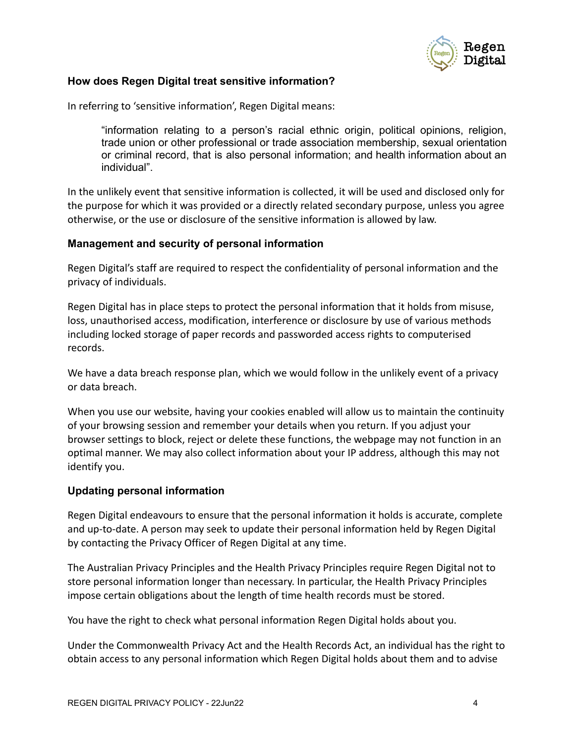### How does Regen Digital treat sensitive information?

In referring to 'sensitive information', Regen Digital means:

> "information relating to a person's racial ethnic origin, political opinions, religion, trade union or other professional or trade association membership, sexual orientation or criminal record, that is also personal information; and health information about an individual".

In the unlikely event that sensitive information is collected, it will be used and disclosed only for the purpose for which it was provided or a directly related secondary purpose, unless you agree otherwise, or the use or disclosure of the sensitive information is allowed by law.

### Management and security of personal information

Regen Digital's staff are required to respect the confidentiality of personal information and the privacy of individuals.

Regen Digital has in place steps to protect the personal information that it holds from misuse, loss, unauthorised access, modification, interference or disclosure by use of various methods including locked storage of paper records and passworded access rights to computerised records.

We have a data breach response plan, which we would follow in the unlikely event of a privacy or data breach.

When you use our website, having your cookies enabled will allow us to maintain the continuity of your browsing session and remember your details when you return. If you adjust your browser settings to block, reject or delete these functions, the webpage may not function in an optimal manner. We may also collect information about your IP address, although this may not identify you.

### Updating personal information

Regen Digital endeavours to ensure that the personal information it holds is accurate, complete and up-to-date. A person may seek to update their personal information held by Regen Digital by contacting the Privacy Officer of Regen Digital at any time.

The Australian Privacy Principles and the Health Privacy Principles require Regen Digital not to store personal information longer than necessary. In particular, the Health Privacy Principles impose certain obligations about the length of time health records must be stored.

You have the right to check what personal information Regen Digital holds about you.

Under the Commonwealth Privacy Act and the Health Records Act, an individual has the right to obtain access to any personal information which Regen Digital holds about them and to advise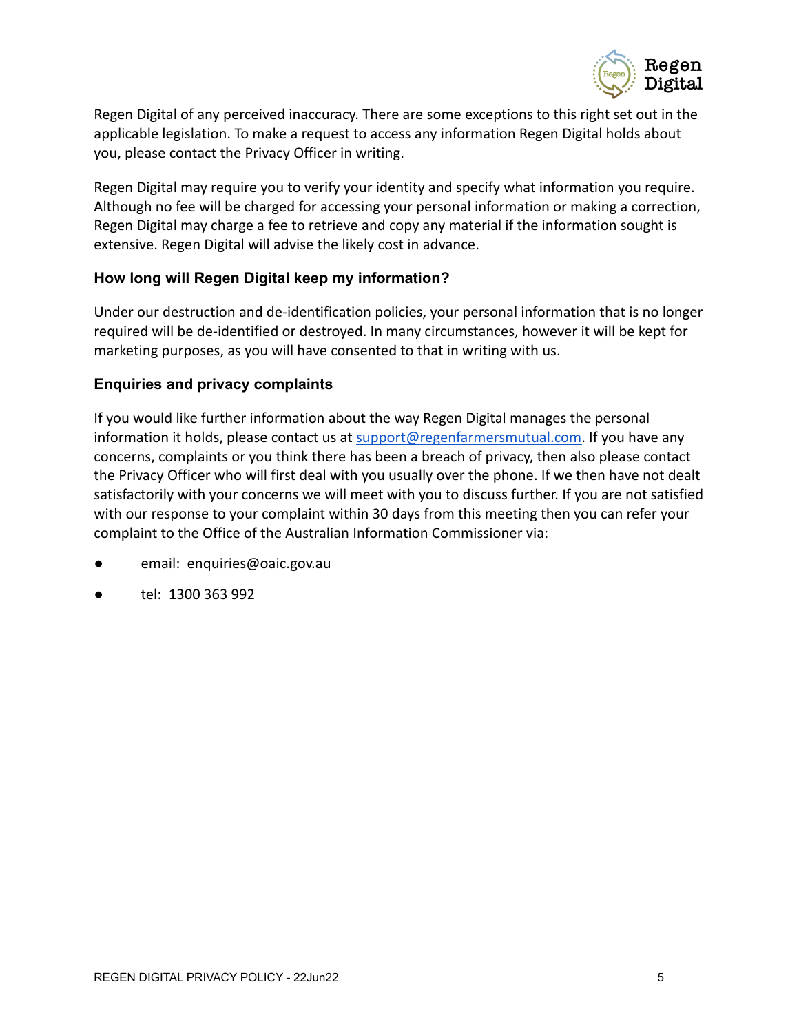Regen Digital of any perceived inaccuracy. There are some exceptions to this right set out in the applicable legislation. To make a request to access any information Regen Digital holds about you, please contact the Privacy Officer in writing.

Regen Digital may require you to verify your identity and specify what information you require. Although no fee will be charged for accessing your personal information or making a correction, Regen Digital may charge a fee to retrieve and copy any material if the information sought is extensive. Regen Digital will advise the likely cost in advance.

### How long will Regen Digital keep my information?

Under our destruction and de-identification policies, your personal information that is no longer required will be de-identified or destroyed. In many circumstances, however it will be kept for marketing purposes, as you will have consented to that in writing with us.

### Enquiries and privacy complaints

If you would like further information about the way Regen Digital manages the personal information it holds, please contact us at support@regenfarmersmutual.com. If you have any concerns, complaints or you think there has been a breach of privacy, then also please contact the Privacy Officer who will first deal with you usually over the phone. If we then have not dealt satisfactorily with your concerns we will meet with you to discuss further. If you are not satisfied with our response to your complaint within 30 days from this meeting then you can refer your complaint to the Office of the Australian Information Commissioner via:

- email: enquiries@oaic.gov.au
- tel: 1300 363 992